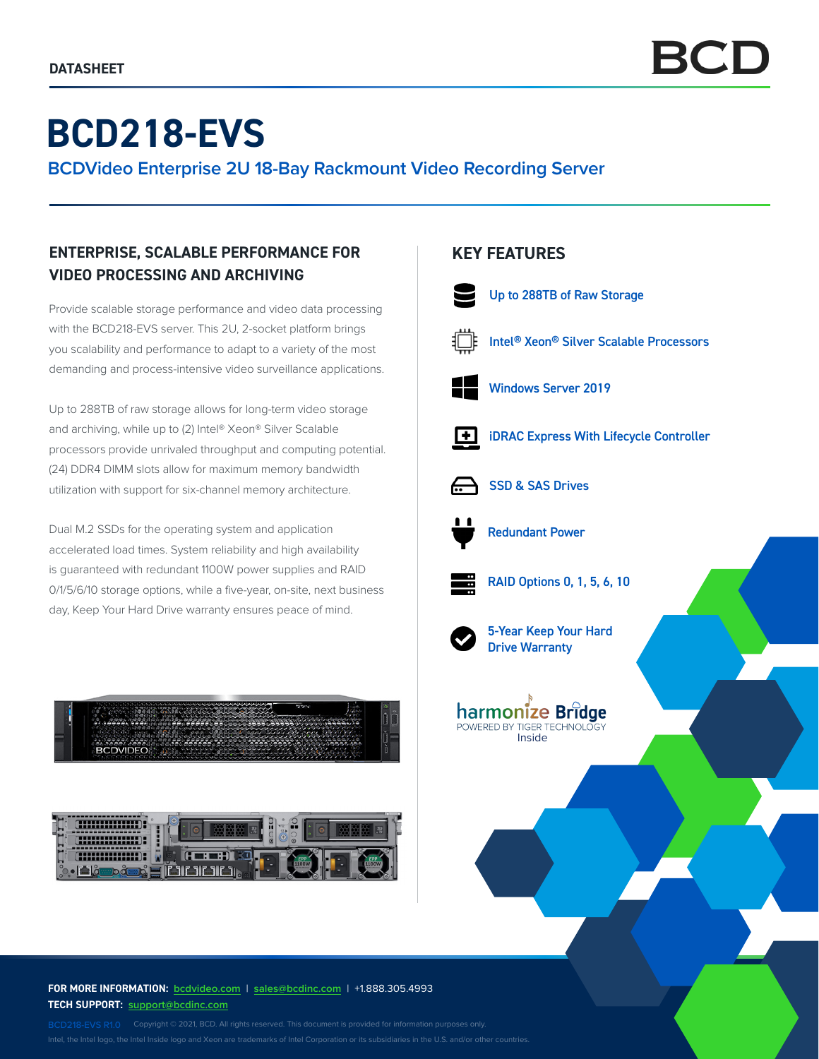DATASHEET

# BCD218-EVS

## BCDVideo Enterprise 2U 18-Bay Rackmount Video Recording Server

### ENTERPRISE, SCALABLE PERFORMANCE FOR VIDEO PROCESSING AND ARCHIVING

Provide scalable storage performance and video data processing with the BCD218-EVS server. This 2U, 2-socket platform brings you scalability and performance to adapt to a variety of the most demanding and process-intensive video surveillance applications.

Up to 288TB of raw storage allows for long-term video storage and archiving, while up to (2) Intel® Xeon® Silver Scalable processors provide unrivaled throughput and computing potential. (24) DDR4 DIMM slots allow for maximum memory bandwidth utilization with support for six-channel memory architecture.

Dual M.2 SSDs for the operating system and application accelerated load times. System reliability and high availability is guaranteed with redundant 1100W power supplies and RAID 0/1/5/6/10 storage options, while a five-year, on-site, next business day, Keep Your Hard Drive warranty ensures peace of mind.

### KEY FEATURES

- Up to 288TB of Raw Storage
- Intel® Xeon® Silver Scalable Processors
- Windows Server 2019
- iDRAC Express With Lifecycle Controller
- SSD & SAS Drives
- Redundant Power
- RAID Options 0, 1, 5, 6, 10
- 5-Year Keep Your Hard Drive Warranty

harmonize Bridge
POWERED BY TIGER TECHNOLOGY
Inside

**FOR MORE INFORMATION:** bcdvideo.com | sales@bcdinc.com | +1.888.305.4993
**TECH SUPPORT:** support@bcdinc.com

BCD218-EVS R1.0 Copyright © 2021, BCD. All rights reserved. This document is provided for information purposes only.
Intel, the Intel logo, the Intel Inside logo and Xeon are trademarks of Intel Corporation or its subsidiaries in the U.S. and/or other countries.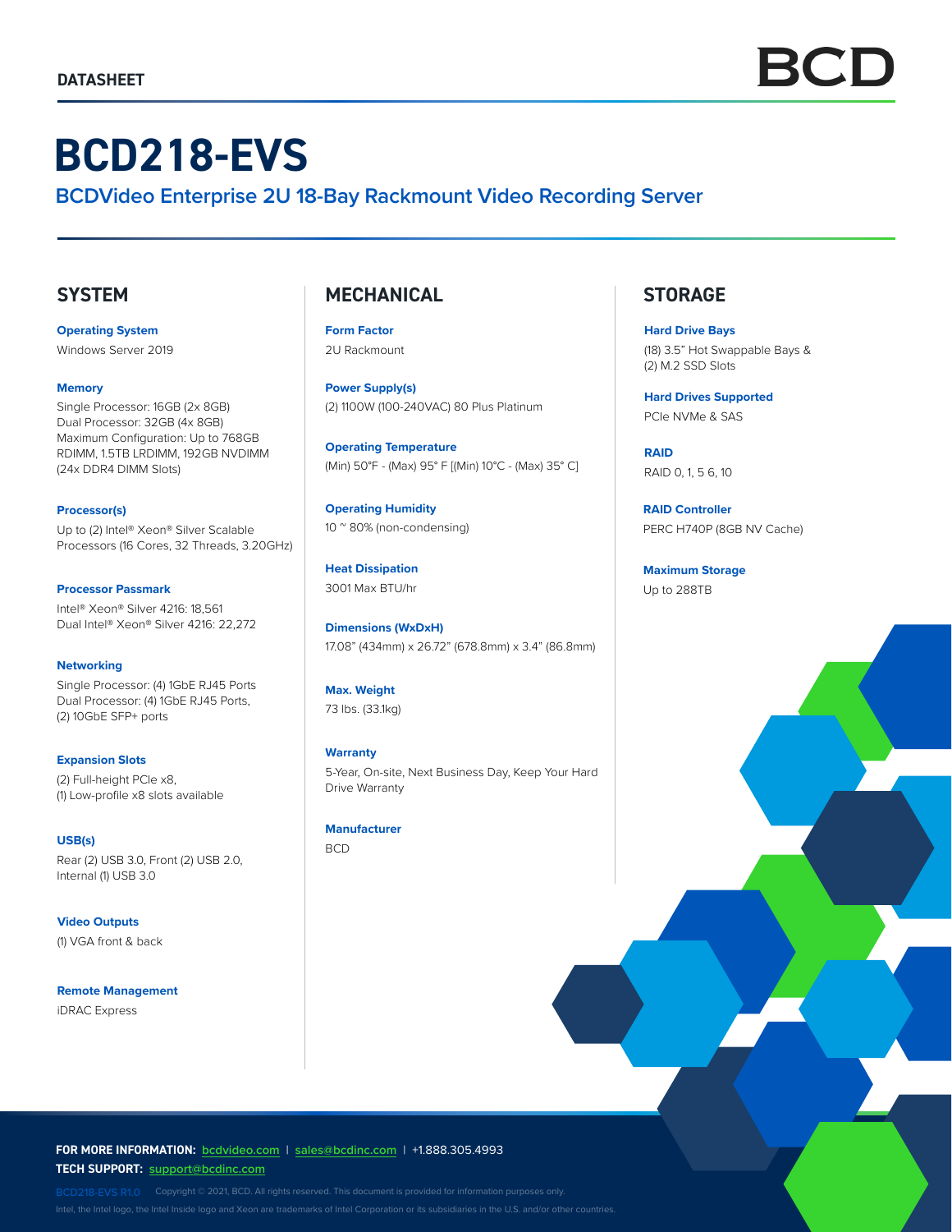DATASHEET

# BCD218-EVS

## BCDVideo Enterprise 2U 18-Bay Rackmount Video Recording Server

## SYSTEM

**Operating System**

Windows Server 2019

**Memory**

Single Processor: 16GB (2x 8GB)
Dual Processor: 32GB (4x 8GB)
Maximum Configuration: Up to 768GB RDIMM, 1.5TB LRDIMM, 192GB NVDIMM (24x DDR4 DIMM Slots)

**Processor(s)**

Up to (2) Intel® Xeon® Silver Scalable Processors (16 Cores, 32 Threads, 3.20GHz)

**Processor Passmark**

Intel® Xeon® Silver 4216: 18,561
Dual Intel® Xeon® Silver 4216: 22,272

**Networking**

Single Processor: (4) 1GbE RJ45 Ports
Dual Processor: (4) 1GbE RJ45 Ports, (2) 10GbE SFP+ ports

**Expansion Slots**

(2) Full-height PCIe x8,
(1) Low-profile x8 slots available

**USB(s)**

Rear (2) USB 3.0, Front (2) USB 2.0, Internal (1) USB 3.0

**Video Outputs**

(1) VGA front & back

**Remote Management**

iDRAC Express

## MECHANICAL

**Form Factor**

2U Rackmount

**Power Supply(s)**

(2) 1100W (100-240VAC) 80 Plus Platinum

**Operating Temperature**

(Min) 50°F - (Max) 95° F [(Min) 10°C - (Max) 35° C]

**Operating Humidity**

10 ~ 80% (non-condensing)

**Heat Dissipation**

3001 Max BTU/hr

**Dimensions (WxDxH)**

17.08" (434mm) x 26.72" (678.8mm) x 3.4" (86.8mm)

**Max. Weight**

73 lbs. (33.1kg)

**Warranty**

5-Year, On-site, Next Business Day, Keep Your Hard Drive Warranty

**Manufacturer**

BCD

## STORAGE

**Hard Drive Bays**

(18) 3.5" Hot Swappable Bays & (2) M.2 SSD Slots

**Hard Drives Supported**

PCIe NVMe & SAS

**RAID**

RAID 0, 1, 5 6, 10

**RAID Controller**

PERC H740P (8GB NV Cache)

**Maximum Storage**

Up to 288TB

**FOR MORE INFORMATION:** bcdvideo.com | sales@bcdinc.com | +1.888.305.4993
**TECH SUPPORT:** support@bcdinc.com

BCD218-EVS R1.0 Copyright © 2021, BCD. All rights reserved. This document is provided for information purposes only.
Intel, the Intel logo, the Intel Inside logo and Xeon are trademarks of Intel Corporation or its subsidiaries in the U.S. and/or other countries.